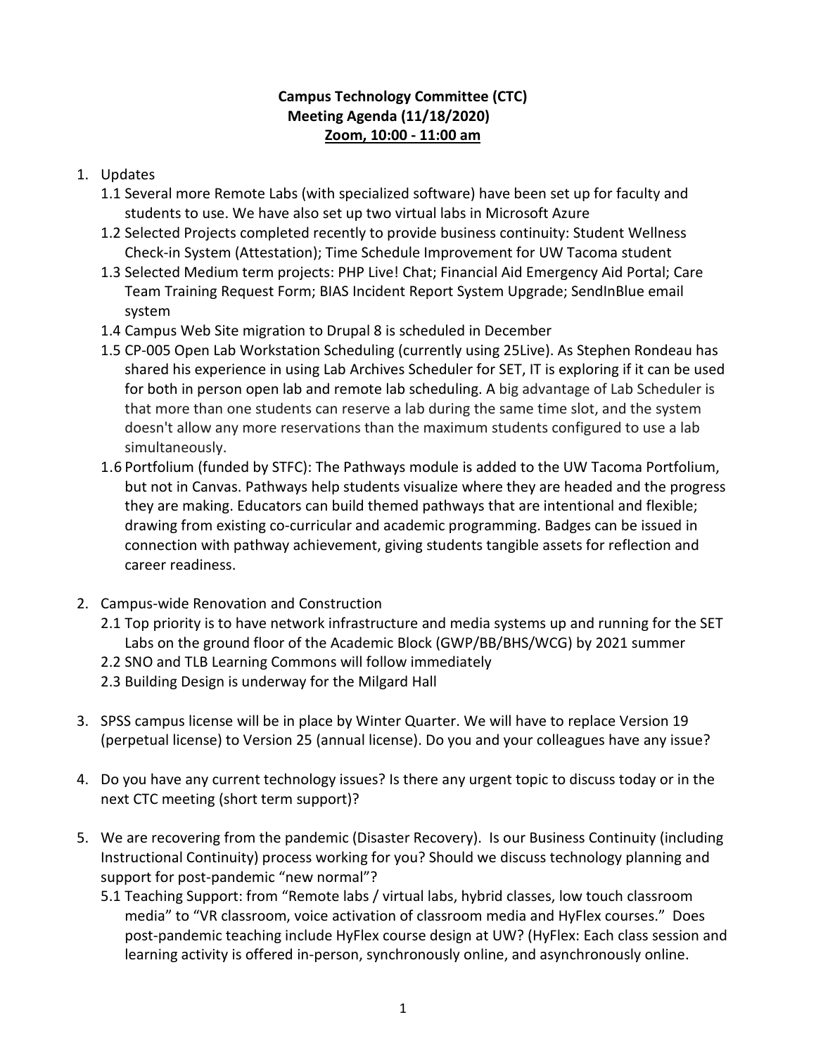**Campus Technology Committee (CTC)**
**Meeting Agenda (11/18/2020)**
**Zoom, 10:00 - 11:00 am**

1. Updates
   1.1 Several more Remote Labs (with specialized software) have been set up for faculty and students to use. We have also set up two virtual labs in Microsoft Azure
   1.2 Selected Projects completed recently to provide business continuity: Student Wellness Check-in System (Attestation); Time Schedule Improvement for UW Tacoma student
   1.3 Selected Medium term projects: PHP Live! Chat; Financial Aid Emergency Aid Portal; Care Team Training Request Form; BIAS Incident Report System Upgrade; SendInBlue email system
   1.4 Campus Web Site migration to Drupal 8 is scheduled in December
   1.5 CP-005 Open Lab Workstation Scheduling (currently using 25Live). As Stephen Rondeau has shared his experience in using Lab Archives Scheduler for SET, IT is exploring if it can be used for both in person open lab and remote lab scheduling. A big advantage of Lab Scheduler is that more than one students can reserve a lab during the same time slot, and the system doesn't allow any more reservations than the maximum students configured to use a lab simultaneously.
   1.6 Portfolium (funded by STFC): The Pathways module is added to the UW Tacoma Portfolium, but not in Canvas. Pathways help students visualize where they are headed and the progress they are making. Educators can build themed pathways that are intentional and flexible; drawing from existing co-curricular and academic programming. Badges can be issued in connection with pathway achievement, giving students tangible assets for reflection and career readiness.

2. Campus-wide Renovation and Construction
   2.1 Top priority is to have network infrastructure and media systems up and running for the SET Labs on the ground floor of the Academic Block (GWP/BB/BHS/WCG) by 2021 summer
   2.2 SNO and TLB Learning Commons will follow immediately
   2.3 Building Design is underway for the Milgard Hall

3. SPSS campus license will be in place by Winter Quarter. We will have to replace Version 19 (perpetual license) to Version 25 (annual license). Do you and your colleagues have any issue?

4. Do you have any current technology issues? Is there any urgent topic to discuss today or in the next CTC meeting (short term support)?

5. We are recovering from the pandemic (Disaster Recovery). Is our Business Continuity (including Instructional Continuity) process working for you? Should we discuss technology planning and support for post-pandemic "new normal"?
   5.1 Teaching Support: from "Remote labs / virtual labs, hybrid classes, low touch classroom media" to "VR classroom, voice activation of classroom media and HyFlex courses." Does post-pandemic teaching include HyFlex course design at UW? (HyFlex: Each class session and learning activity is offered in-person, synchronously online, and asynchronously online.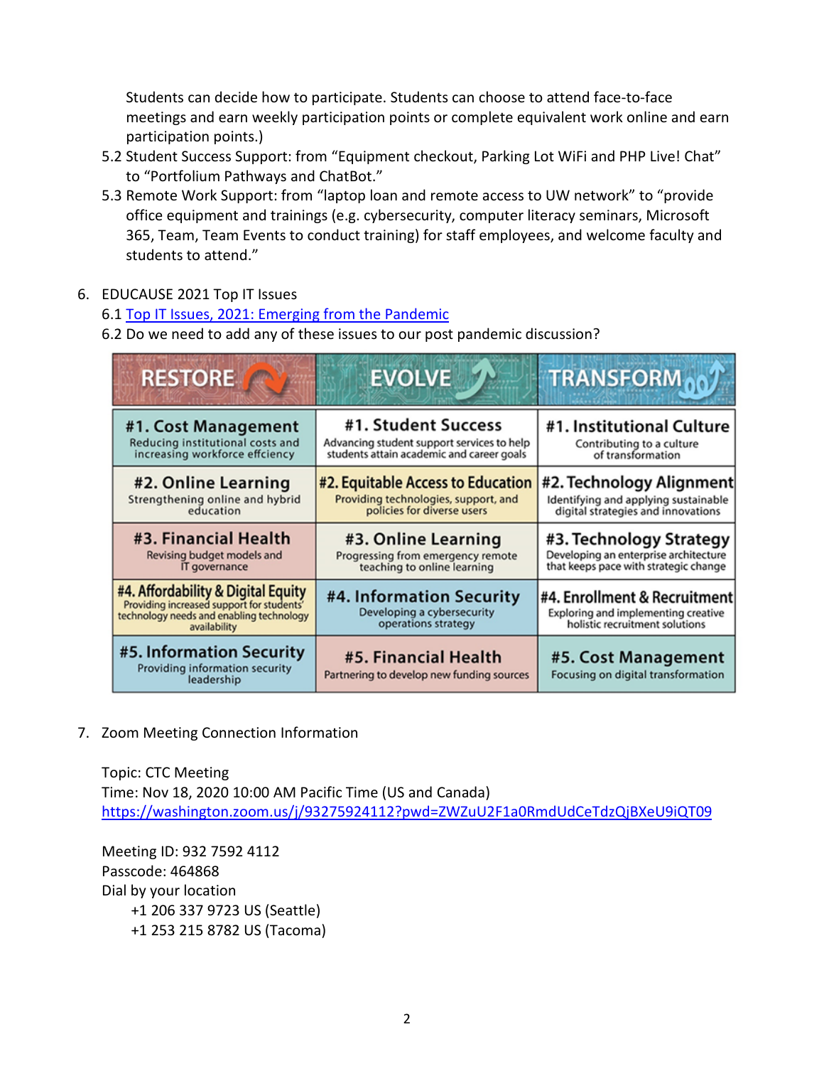Students can decide how to participate. Students can choose to attend face-to-face meetings and earn weekly participation points or complete equivalent work online and earn participation points.)

5.2 Student Success Support: from "Equipment checkout, Parking Lot WiFi and PHP Live! Chat" to "Portfolium Pathways and ChatBot."

5.3 Remote Work Support: from "laptop loan and remote access to UW network" to "provide office equipment and trainings (e.g. cybersecurity, computer literacy seminars, Microsoft 365, Team, Team Events to conduct training) for staff employees, and welcome faculty and students to attend."

6. EDUCAUSE 2021 Top IT Issues

   6.1 [Top IT Issues, 2021: Emerging from the Pandemic]()

   6.2 Do we need to add any of these issues to our post pandemic discussion?

| RESTORE | EVOLVE | TRANSFORM |
|---|---|---|
| **#1. Cost Management** Reducing institutional costs and increasing workforce effciency | **#1. Student Success** Advancing student support services to help students attain academic and career goals | **#1. Institutional Culture** Contributing to a culture of transformation |
| **#2. Online Learning** Strengthening online and hybrid education | **#2. Equitable Access to Education** Providing technologies, support, and policies for diverse users | **#2. Technology Alignment** Identifying and applying sustainable digital strategies and innovations |
| **#3. Financial Health** Revising budget models and IT governance | **#3. Online Learning** Progressing from emergency remote teaching to online learning | **#3. Technology Strategy** Developing an enterprise architecture that keeps pace with strategic change |
| **#4. Affordability & Digital Equity** Providing increased support for students' technology needs and enabling technology availability | **#4. Information Security** Developing a cybersecurity operations strategy | **#4. Enrollment & Recruitment** Exploring and implementing creative holistic recruitment solutions |
| **#5. Information Security** Providing information security leadership | **#5. Financial Health** Partnering to develop new funding sources | **#5. Cost Management** Focusing on digital transformation |

7. Zoom Meeting Connection Information

   Topic: CTC Meeting
   Time: Nov 18, 2020 10:00 AM Pacific Time (US and Canada)
   https://washington.zoom.us/j/93275924112?pwd=ZWZuU2F1a0RmdUdCeTdzQjBXeU9iQT09

   Meeting ID: 932 7592 4112
   Passcode: 464868
   Dial by your location
   +1 206 337 9723 US (Seattle)
   +1 253 215 8782 US (Tacoma)